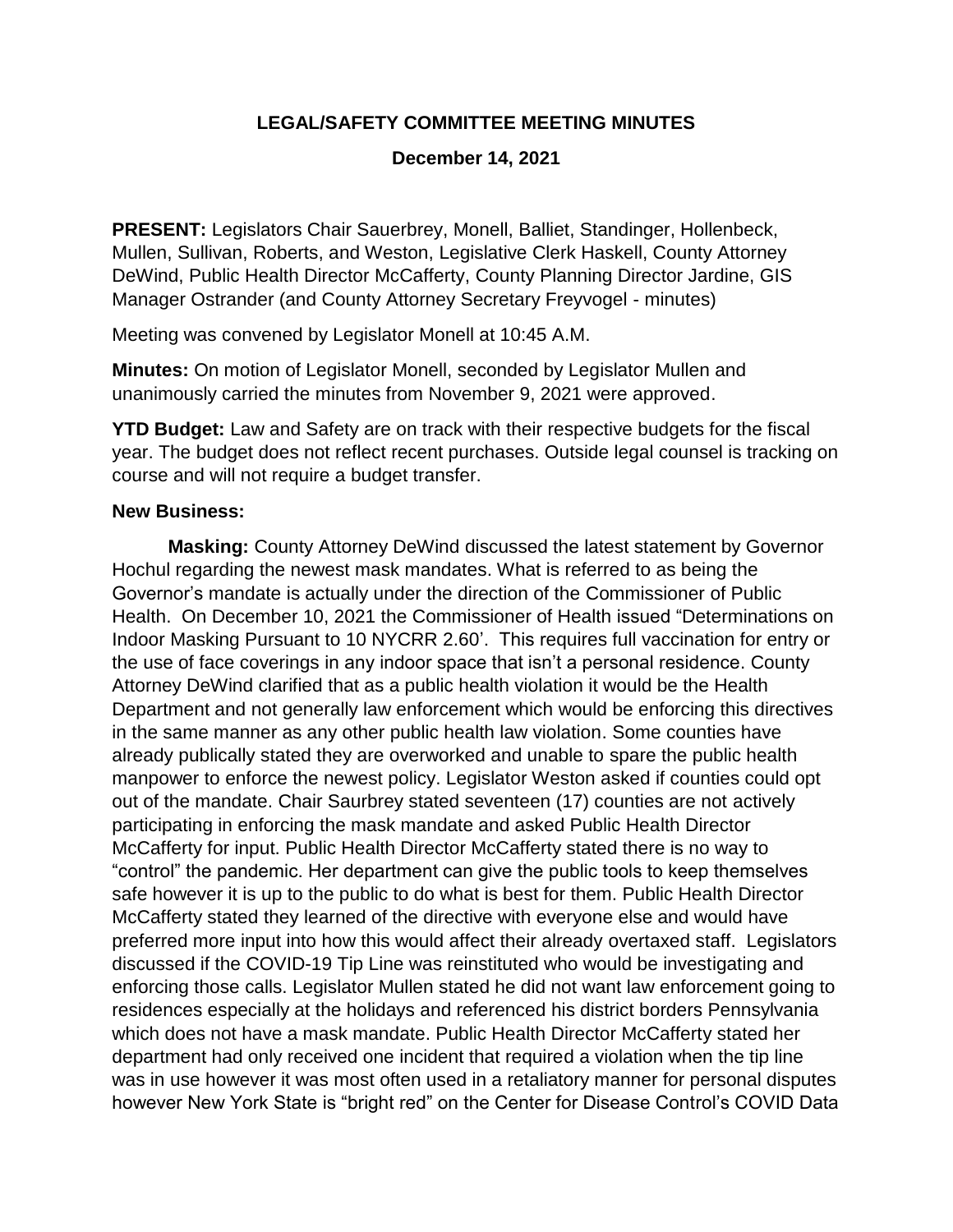# LEGAL/SAFETY COMMITTEE MEETING MINUTES

**December 14, 2021**

**PRESENT:** Legislators Chair Sauerbrey, Monell, Balliet, Standinger, Hollenbeck, Mullen, Sullivan, Roberts, and Weston, Legislative Clerk Haskell, County Attorney DeWind, Public Health Director McCafferty, County Planning Director Jardine, GIS Manager Ostrander (and County Attorney Secretary Freyvogel - minutes)

Meeting was convened by Legislator Monell at 10:45 A.M.

**Minutes:** On motion of Legislator Monell, seconded by Legislator Mullen and unanimously carried the minutes from November 9, 2021 were approved.

**YTD Budget:** Law and Safety are on track with their respective budgets for the fiscal year. The budget does not reflect recent purchases. Outside legal counsel is tracking on course and will not require a budget transfer.

**New Business:**

**Masking:** County Attorney DeWind discussed the latest statement by Governor Hochul regarding the newest mask mandates. What is referred to as being the Governor's mandate is actually under the direction of the Commissioner of Public Health. On December 10, 2021 the Commissioner of Health issued "Determinations on Indoor Masking Pursuant to 10 NYCRR 2.60'. This requires full vaccination for entry or the use of face coverings in any indoor space that isn't a personal residence. County Attorney DeWind clarified that as a public health violation it would be the Health Department and not generally law enforcement which would be enforcing this directives in the same manner as any other public health law violation. Some counties have already publically stated they are overworked and unable to spare the public health manpower to enforce the newest policy. Legislator Weston asked if counties could opt out of the mandate. Chair Saurbrey stated seventeen (17) counties are not actively participating in enforcing the mask mandate and asked Public Health Director McCafferty for input. Public Health Director McCafferty stated there is no way to "control" the pandemic. Her department can give the public tools to keep themselves safe however it is up to the public to do what is best for them. Public Health Director McCafferty stated they learned of the directive with everyone else and would have preferred more input into how this would affect their already overtaxed staff. Legislators discussed if the COVID-19 Tip Line was reinstituted who would be investigating and enforcing those calls. Legislator Mullen stated he did not want law enforcement going to residences especially at the holidays and referenced his district borders Pennsylvania which does not have a mask mandate. Public Health Director McCafferty stated her department had only received one incident that required a violation when the tip line was in use however it was most often used in a retaliatory manner for personal disputes however New York State is "bright red" on the Center for Disease Control's COVID Data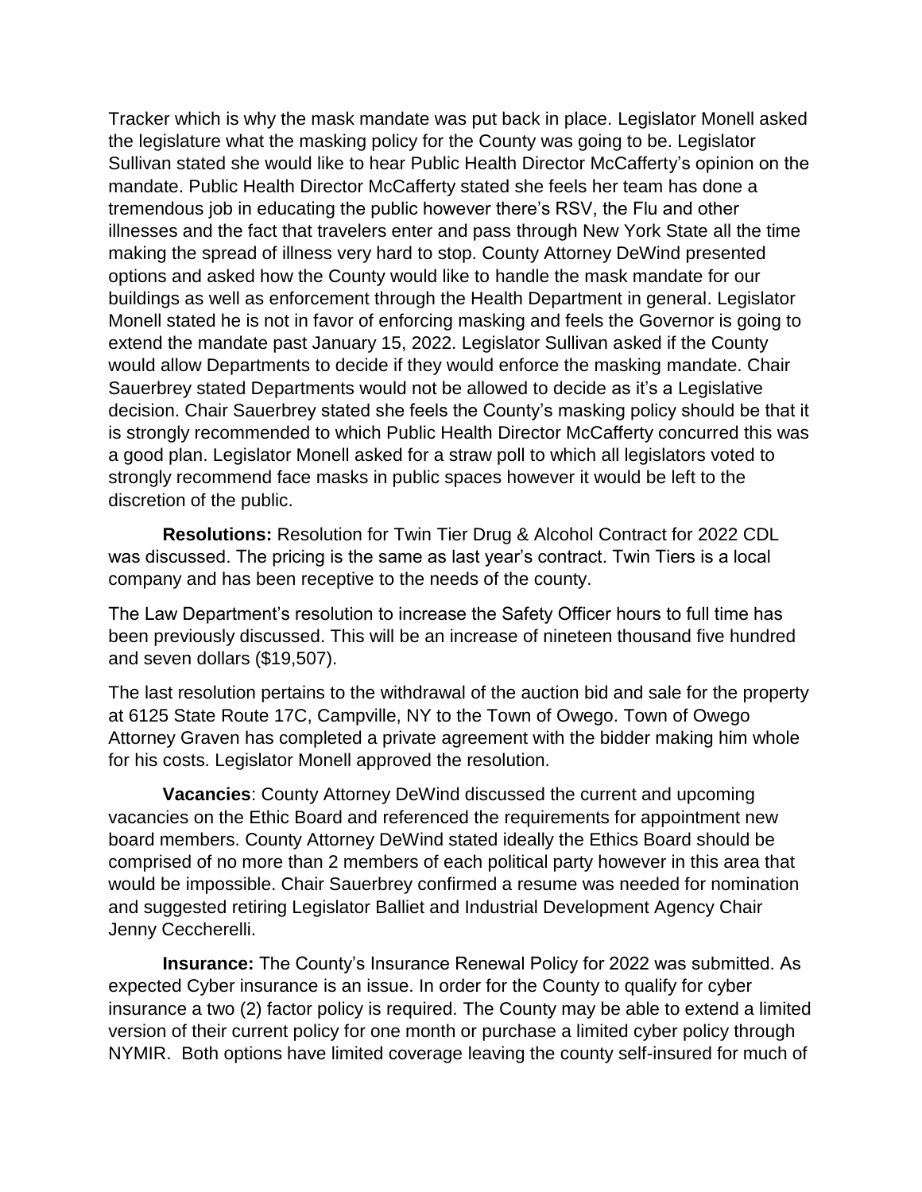Tracker which is why the mask mandate was put back in place. Legislator Monell asked the legislature what the masking policy for the County was going to be. Legislator Sullivan stated she would like to hear Public Health Director McCafferty's opinion on the mandate. Public Health Director McCafferty stated she feels her team has done a tremendous job in educating the public however there's RSV, the Flu and other illnesses and the fact that travelers enter and pass through New York State all the time making the spread of illness very hard to stop. County Attorney DeWind presented options and asked how the County would like to handle the mask mandate for our buildings as well as enforcement through the Health Department in general. Legislator Monell stated he is not in favor of enforcing masking and feels the Governor is going to extend the mandate past January 15, 2022. Legislator Sullivan asked if the County would allow Departments to decide if they would enforce the masking mandate. Chair Sauerbrey stated Departments would not be allowed to decide as it's a Legislative decision. Chair Sauerbrey stated she feels the County's masking policy should be that it is strongly recommended to which Public Health Director McCafferty concurred this was a good plan. Legislator Monell asked for a straw poll to which all legislators voted to strongly recommend face masks in public spaces however it would be left to the discretion of the public.

**Resolutions:** Resolution for Twin Tier Drug & Alcohol Contract for 2022 CDL was discussed. The pricing is the same as last year's contract. Twin Tiers is a local company and has been receptive to the needs of the county.

The Law Department's resolution to increase the Safety Officer hours to full time has been previously discussed. This will be an increase of nineteen thousand five hundred and seven dollars ($19,507).

The last resolution pertains to the withdrawal of the auction bid and sale for the property at 6125 State Route 17C, Campville, NY to the Town of Owego. Town of Owego Attorney Graven has completed a private agreement with the bidder making him whole for his costs. Legislator Monell approved the resolution.

**Vacancies**: County Attorney DeWind discussed the current and upcoming vacancies on the Ethic Board and referenced the requirements for appointment new board members. County Attorney DeWind stated ideally the Ethics Board should be comprised of no more than 2 members of each political party however in this area that would be impossible. Chair Sauerbrey confirmed a resume was needed for nomination and suggested retiring Legislator Balliet and Industrial Development Agency Chair Jenny Ceccherelli.

**Insurance:** The County's Insurance Renewal Policy for 2022 was submitted. As expected Cyber insurance is an issue. In order for the County to qualify for cyber insurance a two (2) factor policy is required. The County may be able to extend a limited version of their current policy for one month or purchase a limited cyber policy through NYMIR. Both options have limited coverage leaving the county self-insured for much of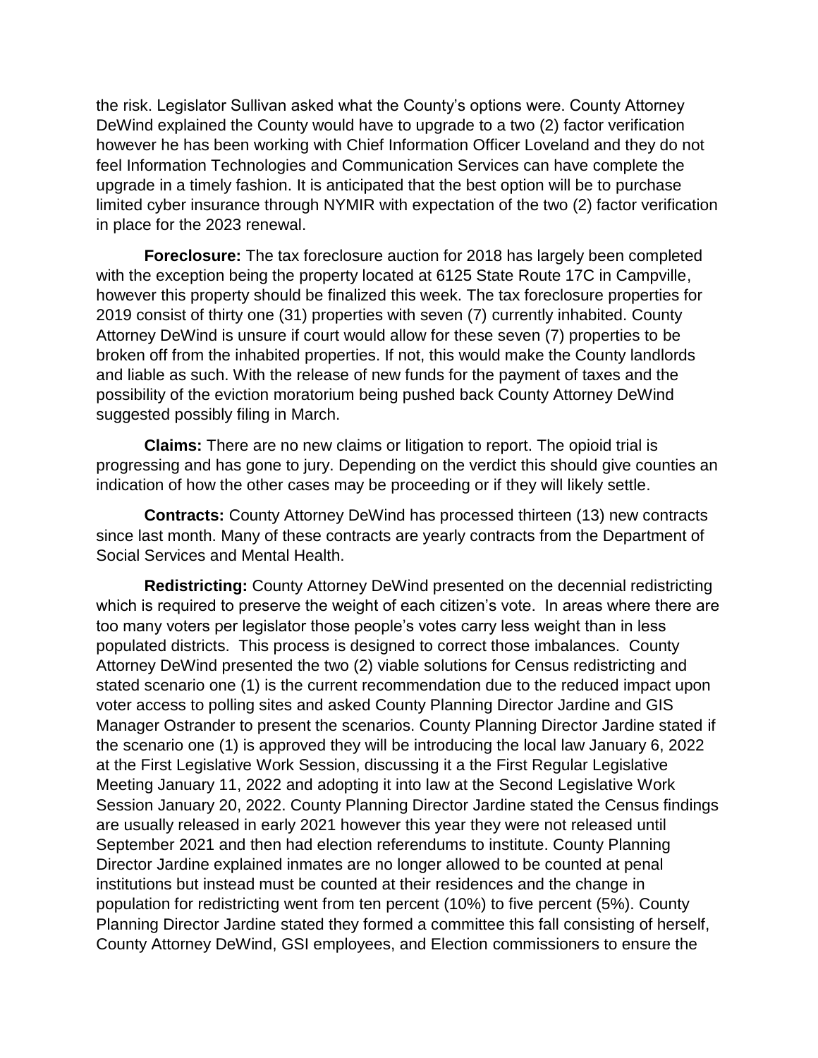the risk. Legislator Sullivan asked what the County's options were. County Attorney DeWind explained the County would have to upgrade to a two (2) factor verification however he has been working with Chief Information Officer Loveland and they do not feel Information Technologies and Communication Services can have complete the upgrade in a timely fashion. It is anticipated that the best option will be to purchase limited cyber insurance through NYMIR with expectation of the two (2) factor verification in place for the 2023 renewal.

**Foreclosure:** The tax foreclosure auction for 2018 has largely been completed with the exception being the property located at 6125 State Route 17C in Campville, however this property should be finalized this week. The tax foreclosure properties for 2019 consist of thirty one (31) properties with seven (7) currently inhabited. County Attorney DeWind is unsure if court would allow for these seven (7) properties to be broken off from the inhabited properties. If not, this would make the County landlords and liable as such. With the release of new funds for the payment of taxes and the possibility of the eviction moratorium being pushed back County Attorney DeWind suggested possibly filing in March.

**Claims:** There are no new claims or litigation to report. The opioid trial is progressing and has gone to jury. Depending on the verdict this should give counties an indication of how the other cases may be proceeding or if they will likely settle.

**Contracts:** County Attorney DeWind has processed thirteen (13) new contracts since last month. Many of these contracts are yearly contracts from the Department of Social Services and Mental Health.

**Redistricting:** County Attorney DeWind presented on the decennial redistricting which is required to preserve the weight of each citizen's vote. In areas where there are too many voters per legislator those people's votes carry less weight than in less populated districts. This process is designed to correct those imbalances. County Attorney DeWind presented the two (2) viable solutions for Census redistricting and stated scenario one (1) is the current recommendation due to the reduced impact upon voter access to polling sites and asked County Planning Director Jardine and GIS Manager Ostrander to present the scenarios. County Planning Director Jardine stated if the scenario one (1) is approved they will be introducing the local law January 6, 2022 at the First Legislative Work Session, discussing it a the First Regular Legislative Meeting January 11, 2022 and adopting it into law at the Second Legislative Work Session January 20, 2022. County Planning Director Jardine stated the Census findings are usually released in early 2021 however this year they were not released until September 2021 and then had election referendums to institute. County Planning Director Jardine explained inmates are no longer allowed to be counted at penal institutions but instead must be counted at their residences and the change in population for redistricting went from ten percent (10%) to five percent (5%). County Planning Director Jardine stated they formed a committee this fall consisting of herself, County Attorney DeWind, GSI employees, and Election commissioners to ensure the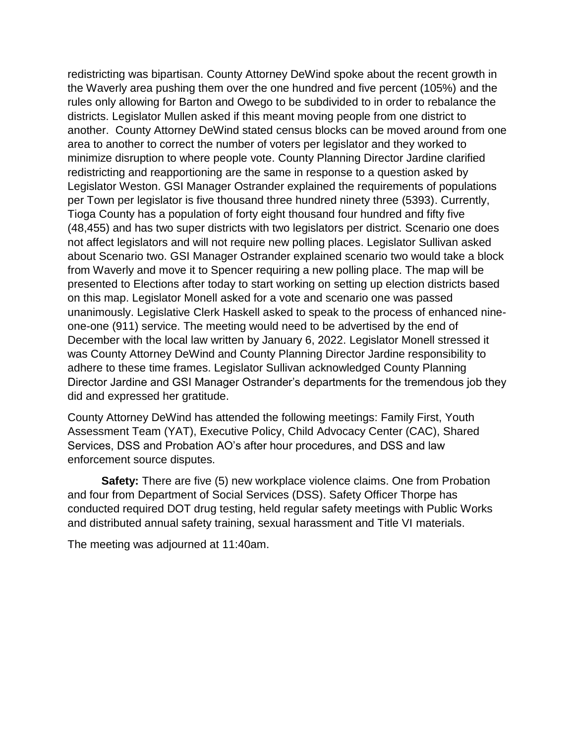redistricting was bipartisan. County Attorney DeWind spoke about the recent growth in the Waverly area pushing them over the one hundred and five percent (105%) and the rules only allowing for Barton and Owego to be subdivided to in order to rebalance the districts. Legislator Mullen asked if this meant moving people from one district to another. County Attorney DeWind stated census blocks can be moved around from one area to another to correct the number of voters per legislator and they worked to minimize disruption to where people vote. County Planning Director Jardine clarified redistricting and reapportioning are the same in response to a question asked by Legislator Weston. GSI Manager Ostrander explained the requirements of populations per Town per legislator is five thousand three hundred ninety three (5393). Currently, Tioga County has a population of forty eight thousand four hundred and fifty five (48,455) and has two super districts with two legislators per district. Scenario one does not affect legislators and will not require new polling places. Legislator Sullivan asked about Scenario two. GSI Manager Ostrander explained scenario two would take a block from Waverly and move it to Spencer requiring a new polling place. The map will be presented to Elections after today to start working on setting up election districts based on this map. Legislator Monell asked for a vote and scenario one was passed unanimously. Legislative Clerk Haskell asked to speak to the process of enhanced nine-one-one (911) service. The meeting would need to be advertised by the end of December with the local law written by January 6, 2022. Legislator Monell stressed it was County Attorney DeWind and County Planning Director Jardine responsibility to adhere to these time frames. Legislator Sullivan acknowledged County Planning Director Jardine and GSI Manager Ostrander's departments for the tremendous job they did and expressed her gratitude.

County Attorney DeWind has attended the following meetings: Family First, Youth Assessment Team (YAT), Executive Policy, Child Advocacy Center (CAC), Shared Services, DSS and Probation AO's after hour procedures, and DSS and law enforcement source disputes.

**Safety:** There are five (5) new workplace violence claims. One from Probation and four from Department of Social Services (DSS). Safety Officer Thorpe has conducted required DOT drug testing, held regular safety meetings with Public Works and distributed annual safety training, sexual harassment and Title VI materials.

The meeting was adjourned at 11:40am.